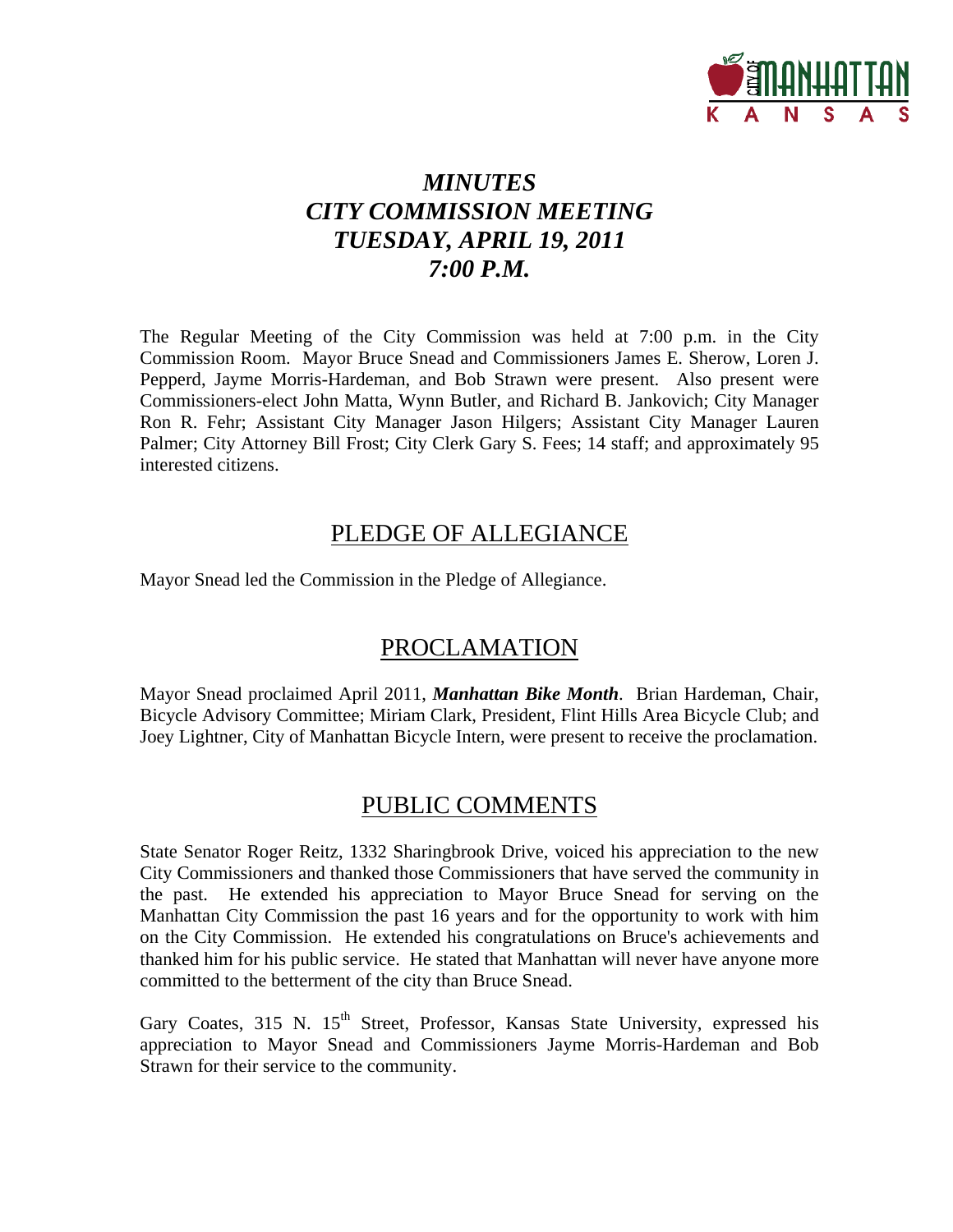# *MINUTES*
# *CITY COMMISSION MEETING*
# *TUESDAY, APRIL 19, 2011*
# *7:00 P.M.*

The Regular Meeting of the City Commission was held at 7:00 p.m. in the City Commission Room. Mayor Bruce Snead and Commissioners James E. Sherow, Loren J. Pepperd, Jayme Morris-Hardeman, and Bob Strawn were present. Also present were Commissioners-elect John Matta, Wynn Butler, and Richard B. Jankovich; City Manager Ron R. Fehr; Assistant City Manager Jason Hilgers; Assistant City Manager Lauren Palmer; City Attorney Bill Frost; City Clerk Gary S. Fees; 14 staff; and approximately 95 interested citizens.

## PLEDGE OF ALLEGIANCE

Mayor Snead led the Commission in the Pledge of Allegiance.

## PROCLAMATION

Mayor Snead proclaimed April 2011, ***Manhattan Bike Month***. Brian Hardeman, Chair, Bicycle Advisory Committee; Miriam Clark, President, Flint Hills Area Bicycle Club; and Joey Lightner, City of Manhattan Bicycle Intern, were present to receive the proclamation.

## PUBLIC COMMENTS

State Senator Roger Reitz, 1332 Sharingbrook Drive, voiced his appreciation to the new City Commissioners and thanked those Commissioners that have served the community in the past. He extended his appreciation to Mayor Bruce Snead for serving on the Manhattan City Commission the past 16 years and for the opportunity to work with him on the City Commission. He extended his congratulations on Bruce's achievements and thanked him for his public service. He stated that Manhattan will never have anyone more committed to the betterment of the city than Bruce Snead.

Gary Coates, 315 N. 15th Street, Professor, Kansas State University, expressed his appreciation to Mayor Snead and Commissioners Jayme Morris-Hardeman and Bob Strawn for their service to the community.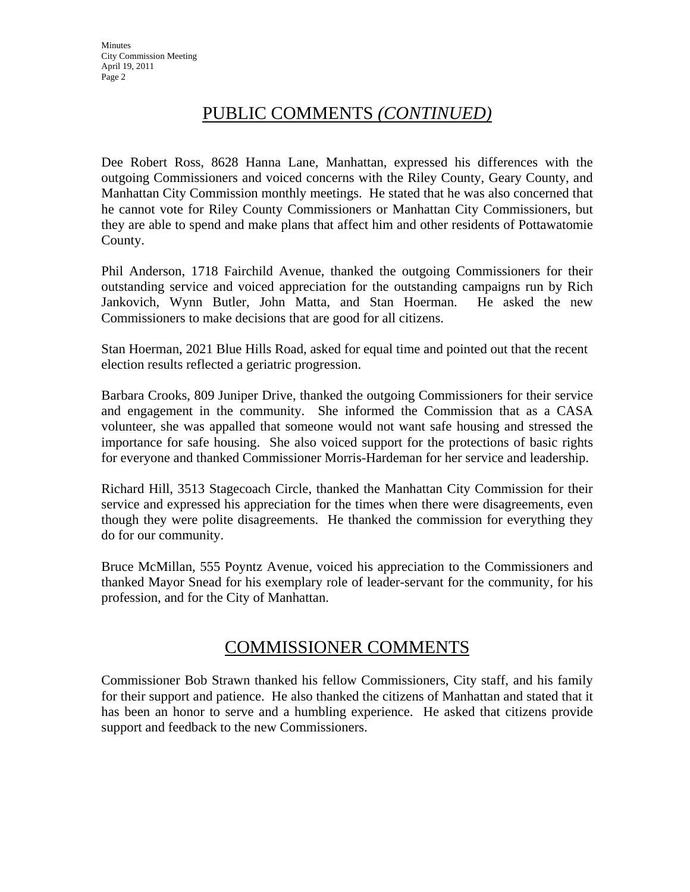## PUBLIC COMMENTS *(CONTINUED)*

Dee Robert Ross, 8628 Hanna Lane, Manhattan, expressed his differences with the outgoing Commissioners and voiced concerns with the Riley County, Geary County, and Manhattan City Commission monthly meetings. He stated that he was also concerned that he cannot vote for Riley County Commissioners or Manhattan City Commissioners, but they are able to spend and make plans that affect him and other residents of Pottawatomie County.

Phil Anderson, 1718 Fairchild Avenue, thanked the outgoing Commissioners for their outstanding service and voiced appreciation for the outstanding campaigns run by Rich Jankovich, Wynn Butler, John Matta, and Stan Hoerman. He asked the new Commissioners to make decisions that are good for all citizens.

Stan Hoerman, 2021 Blue Hills Road, asked for equal time and pointed out that the recent election results reflected a geriatric progression.

Barbara Crooks, 809 Juniper Drive, thanked the outgoing Commissioners for their service and engagement in the community. She informed the Commission that as a CASA volunteer, she was appalled that someone would not want safe housing and stressed the importance for safe housing. She also voiced support for the protections of basic rights for everyone and thanked Commissioner Morris-Hardeman for her service and leadership.

Richard Hill, 3513 Stagecoach Circle, thanked the Manhattan City Commission for their service and expressed his appreciation for the times when there were disagreements, even though they were polite disagreements. He thanked the commission for everything they do for our community.

Bruce McMillan, 555 Poyntz Avenue, voiced his appreciation to the Commissioners and thanked Mayor Snead for his exemplary role of leader-servant for the community, for his profession, and for the City of Manhattan.

## COMMISSIONER COMMENTS

Commissioner Bob Strawn thanked his fellow Commissioners, City staff, and his family for their support and patience. He also thanked the citizens of Manhattan and stated that it has been an honor to serve and a humbling experience. He asked that citizens provide support and feedback to the new Commissioners.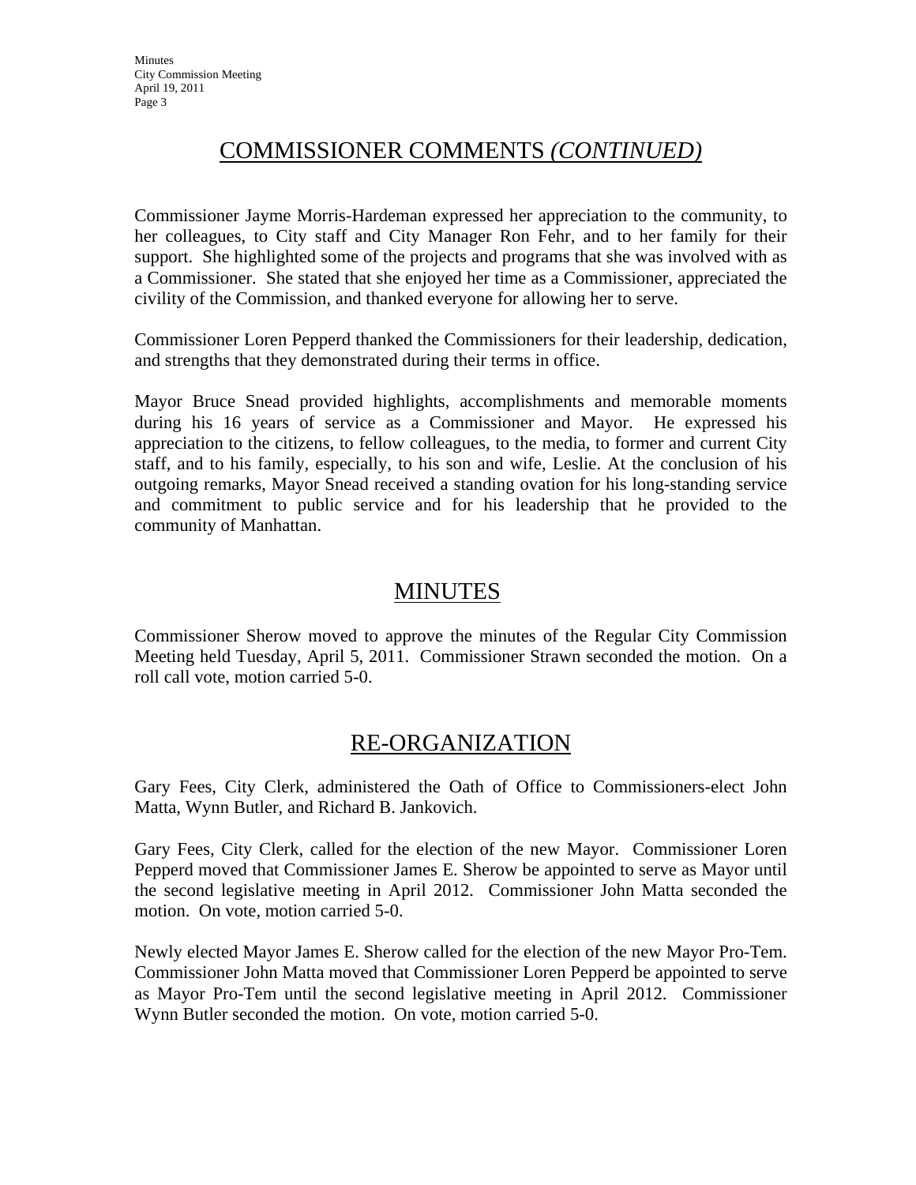## COMMISSIONER COMMENTS *(CONTINUED)*

Commissioner Jayme Morris-Hardeman expressed her appreciation to the community, to her colleagues, to City staff and City Manager Ron Fehr, and to her family for their support. She highlighted some of the projects and programs that she was involved with as a Commissioner. She stated that she enjoyed her time as a Commissioner, appreciated the civility of the Commission, and thanked everyone for allowing her to serve.

Commissioner Loren Pepperd thanked the Commissioners for their leadership, dedication, and strengths that they demonstrated during their terms in office.

Mayor Bruce Snead provided highlights, accomplishments and memorable moments during his 16 years of service as a Commissioner and Mayor. He expressed his appreciation to the citizens, to fellow colleagues, to the media, to former and current City staff, and to his family, especially, to his son and wife, Leslie. At the conclusion of his outgoing remarks, Mayor Snead received a standing ovation for his long-standing service and commitment to public service and for his leadership that he provided to the community of Manhattan.

## MINUTES

Commissioner Sherow moved to approve the minutes of the Regular City Commission Meeting held Tuesday, April 5, 2011. Commissioner Strawn seconded the motion. On a roll call vote, motion carried 5-0.

## RE-ORGANIZATION

Gary Fees, City Clerk, administered the Oath of Office to Commissioners-elect John Matta, Wynn Butler, and Richard B. Jankovich.

Gary Fees, City Clerk, called for the election of the new Mayor. Commissioner Loren Pepperd moved that Commissioner James E. Sherow be appointed to serve as Mayor until the second legislative meeting in April 2012. Commissioner John Matta seconded the motion. On vote, motion carried 5-0.

Newly elected Mayor James E. Sherow called for the election of the new Mayor Pro-Tem. Commissioner John Matta moved that Commissioner Loren Pepperd be appointed to serve as Mayor Pro-Tem until the second legislative meeting in April 2012. Commissioner Wynn Butler seconded the motion. On vote, motion carried 5-0.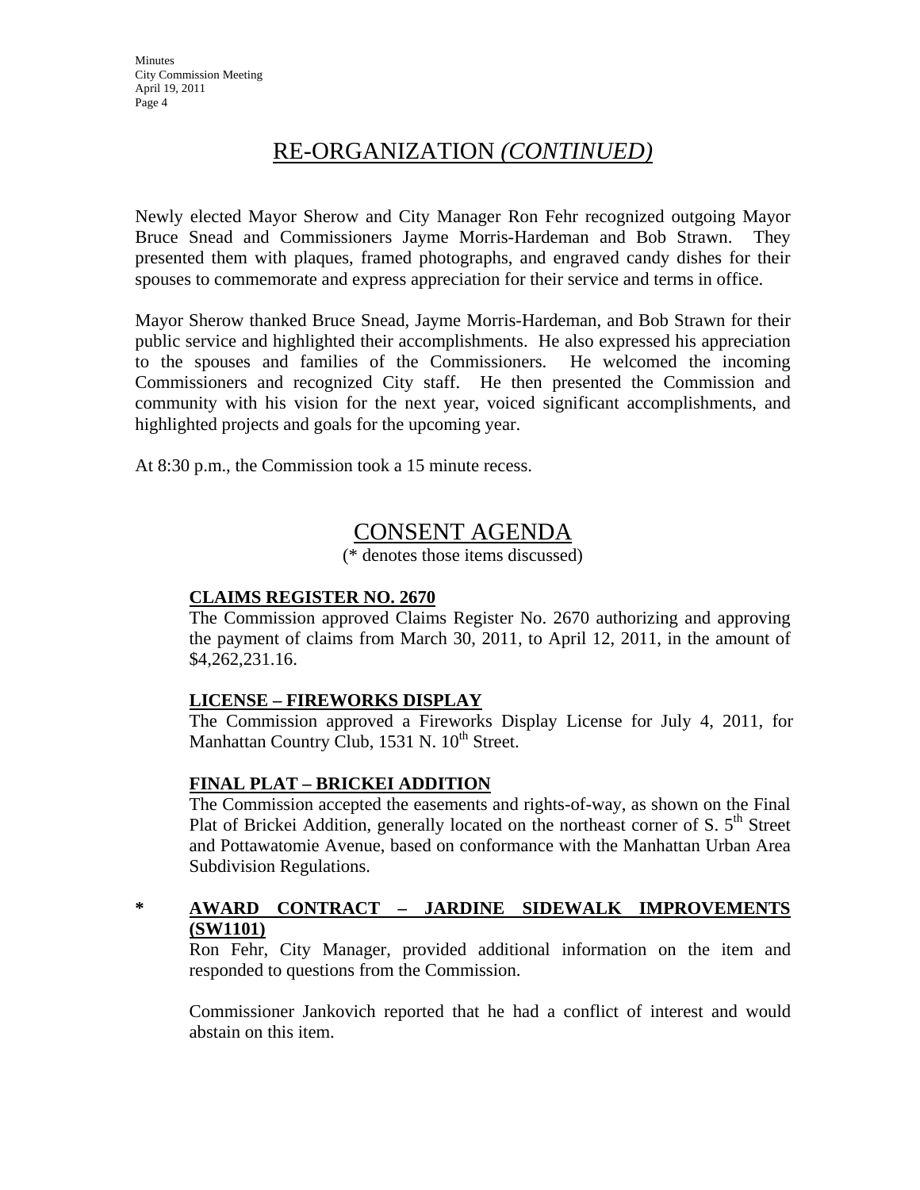## RE-ORGANIZATION *(CONTINUED)*

Newly elected Mayor Sherow and City Manager Ron Fehr recognized outgoing Mayor Bruce Snead and Commissioners Jayme Morris-Hardeman and Bob Strawn. They presented them with plaques, framed photographs, and engraved candy dishes for their spouses to commemorate and express appreciation for their service and terms in office.

Mayor Sherow thanked Bruce Snead, Jayme Morris-Hardeman, and Bob Strawn for their public service and highlighted their accomplishments. He also expressed his appreciation to the spouses and families of the Commissioners. He welcomed the incoming Commissioners and recognized City staff. He then presented the Commission and community with his vision for the next year, voiced significant accomplishments, and highlighted projects and goals for the upcoming year.

At 8:30 p.m., the Commission took a 15 minute recess.

## CONSENT AGENDA

(* denotes those items discussed)

**CLAIMS REGISTER NO. 2670**

The Commission approved Claims Register No. 2670 authorizing and approving the payment of claims from March 30, 2011, to April 12, 2011, in the amount of $4,262,231.16.

**LICENSE – FIREWORKS DISPLAY**

The Commission approved a Fireworks Display License for July 4, 2011, for Manhattan Country Club, 1531 N. 10th Street.

**FINAL PLAT – BRICKEI ADDITION**

The Commission accepted the easements and rights-of-way, as shown on the Final Plat of Brickei Addition, generally located on the northeast corner of S. 5th Street and Pottawatomie Avenue, based on conformance with the Manhattan Urban Area Subdivision Regulations.

\* **AWARD CONTRACT – JARDINE SIDEWALK IMPROVEMENTS (SW1101)**

Ron Fehr, City Manager, provided additional information on the item and responded to questions from the Commission.

Commissioner Jankovich reported that he had a conflict of interest and would abstain on this item.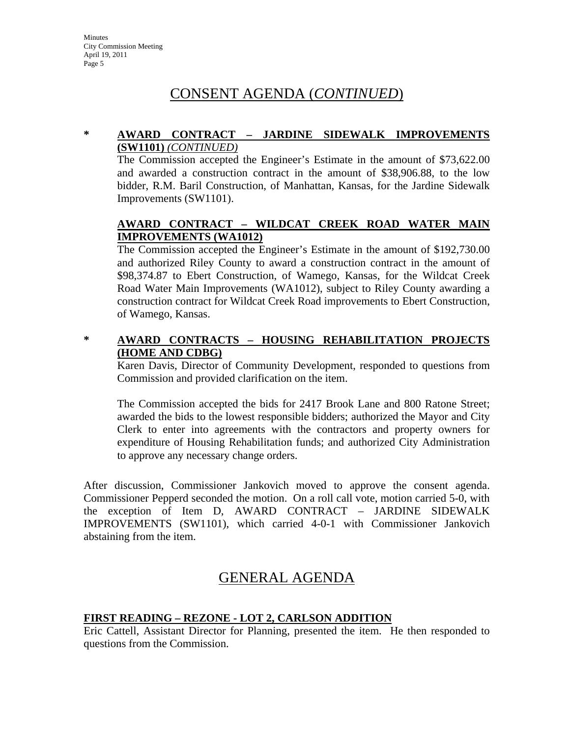# CONSENT AGENDA (*CONTINUED*)

**\* AWARD CONTRACT – JARDINE SIDEWALK IMPROVEMENTS (SW1101)** *(CONTINUED)*

The Commission accepted the Engineer's Estimate in the amount of $73,622.00 and awarded a construction contract in the amount of $38,906.88, to the low bidder, R.M. Baril Construction, of Manhattan, Kansas, for the Jardine Sidewalk Improvements (SW1101).

**AWARD CONTRACT – WILDCAT CREEK ROAD WATER MAIN IMPROVEMENTS (WA1012)**

The Commission accepted the Engineer's Estimate in the amount of $192,730.00 and authorized Riley County to award a construction contract in the amount of $98,374.87 to Ebert Construction, of Wamego, Kansas, for the Wildcat Creek Road Water Main Improvements (WA1012), subject to Riley County awarding a construction contract for Wildcat Creek Road improvements to Ebert Construction, of Wamego, Kansas.

**\* AWARD CONTRACTS – HOUSING REHABILITATION PROJECTS (HOME AND CDBG)**

Karen Davis, Director of Community Development, responded to questions from Commission and provided clarification on the item.

The Commission accepted the bids for 2417 Brook Lane and 800 Ratone Street; awarded the bids to the lowest responsible bidders; authorized the Mayor and City Clerk to enter into agreements with the contractors and property owners for expenditure of Housing Rehabilitation funds; and authorized City Administration to approve any necessary change orders.

After discussion, Commissioner Jankovich moved to approve the consent agenda. Commissioner Pepperd seconded the motion. On a roll call vote, motion carried 5-0, with the exception of Item D, AWARD CONTRACT – JARDINE SIDEWALK IMPROVEMENTS (SW1101), which carried 4-0-1 with Commissioner Jankovich abstaining from the item.

# GENERAL AGENDA

**FIRST READING – REZONE - LOT 2, CARLSON ADDITION**

Eric Cattell, Assistant Director for Planning, presented the item. He then responded to questions from the Commission.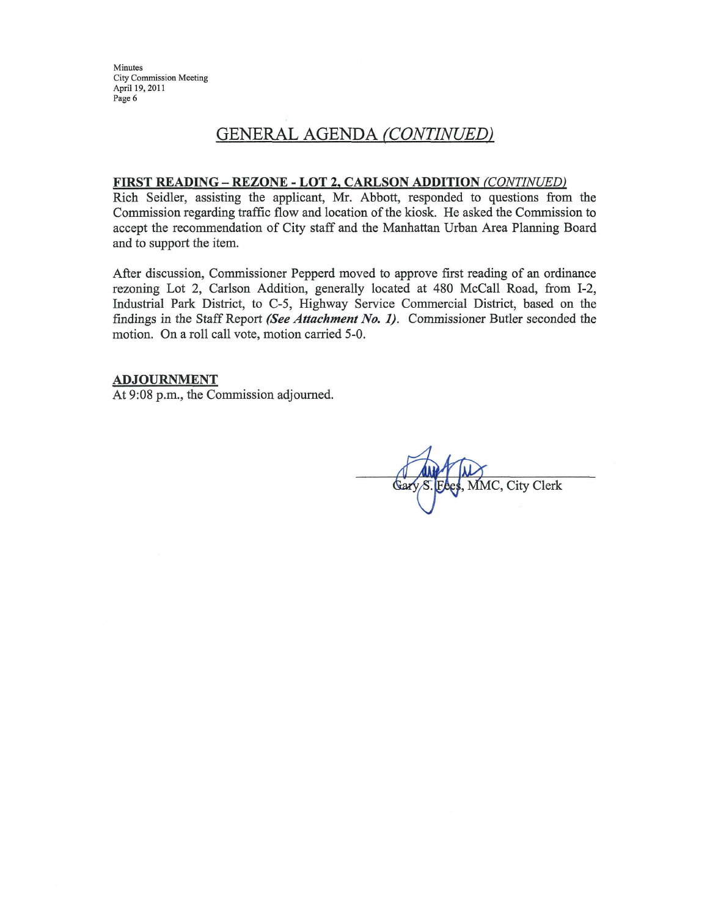## GENERAL AGENDA *(CONTINUED)*

**FIRST READING – REZONE - LOT 2, CARLSON ADDITION** *(CONTINUED)*

Rich Seidler, assisting the applicant, Mr. Abbott, responded to questions from the Commission regarding traffic flow and location of the kiosk. He asked the Commission to accept the recommendation of City staff and the Manhattan Urban Area Planning Board and to support the item.

After discussion, Commissioner Pepperd moved to approve first reading of an ordinance rezoning Lot 2, Carlson Addition, generally located at 480 McCall Road, from I-2, Industrial Park District, to C-5, Highway Service Commercial District, based on the findings in the Staff Report ***(See Attachment No. 1)***. Commissioner Butler seconded the motion. On a roll call vote, motion carried 5-0.

**ADJOURNMENT**

At 9:08 p.m., the Commission adjourned.

Gary S. Fees, MMC, City Clerk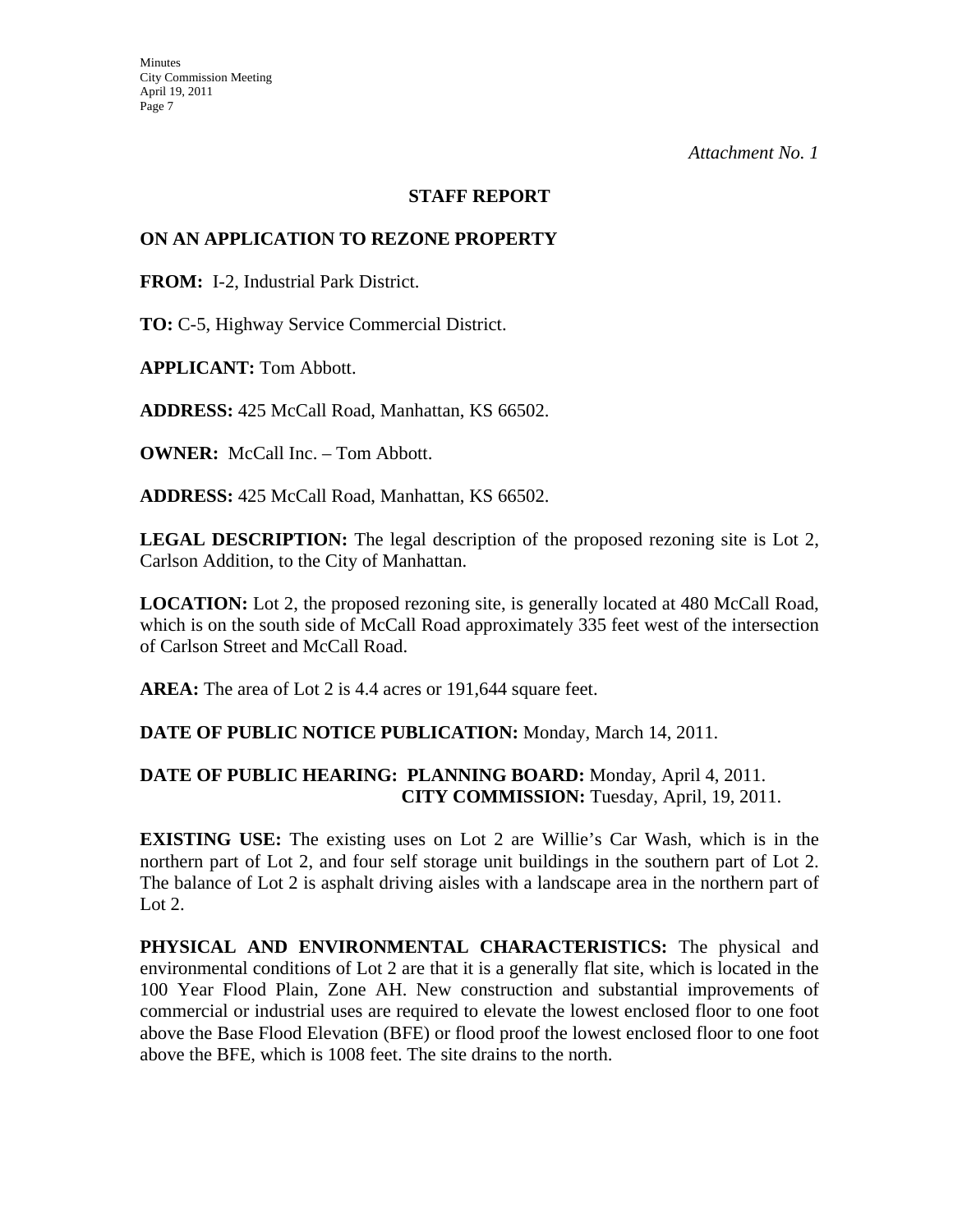*Attachment No. 1*

## STAFF REPORT

## ON AN APPLICATION TO REZONE PROPERTY

**FROM:** I-2, Industrial Park District.

**TO:** C-5, Highway Service Commercial District.

**APPLICANT:** Tom Abbott.

**ADDRESS:** 425 McCall Road, Manhattan, KS 66502.

**OWNER:** McCall Inc. – Tom Abbott.

**ADDRESS:** 425 McCall Road, Manhattan, KS 66502.

**LEGAL DESCRIPTION:** The legal description of the proposed rezoning site is Lot 2, Carlson Addition, to the City of Manhattan.

**LOCATION:** Lot 2, the proposed rezoning site, is generally located at 480 McCall Road, which is on the south side of McCall Road approximately 335 feet west of the intersection of Carlson Street and McCall Road.

**AREA:** The area of Lot 2 is 4.4 acres or 191,644 square feet.

**DATE OF PUBLIC NOTICE PUBLICATION:** Monday, March 14, 2011.

**DATE OF PUBLIC HEARING: PLANNING BOARD:** Monday, April 4, 2011.
**CITY COMMISSION:** Tuesday, April, 19, 2011.

**EXISTING USE:** The existing uses on Lot 2 are Willie's Car Wash, which is in the northern part of Lot 2, and four self storage unit buildings in the southern part of Lot 2. The balance of Lot 2 is asphalt driving aisles with a landscape area in the northern part of Lot 2.

**PHYSICAL AND ENVIRONMENTAL CHARACTERISTICS:** The physical and environmental conditions of Lot 2 are that it is a generally flat site, which is located in the 100 Year Flood Plain, Zone AH. New construction and substantial improvements of commercial or industrial uses are required to elevate the lowest enclosed floor to one foot above the Base Flood Elevation (BFE) or flood proof the lowest enclosed floor to one foot above the BFE, which is 1008 feet. The site drains to the north.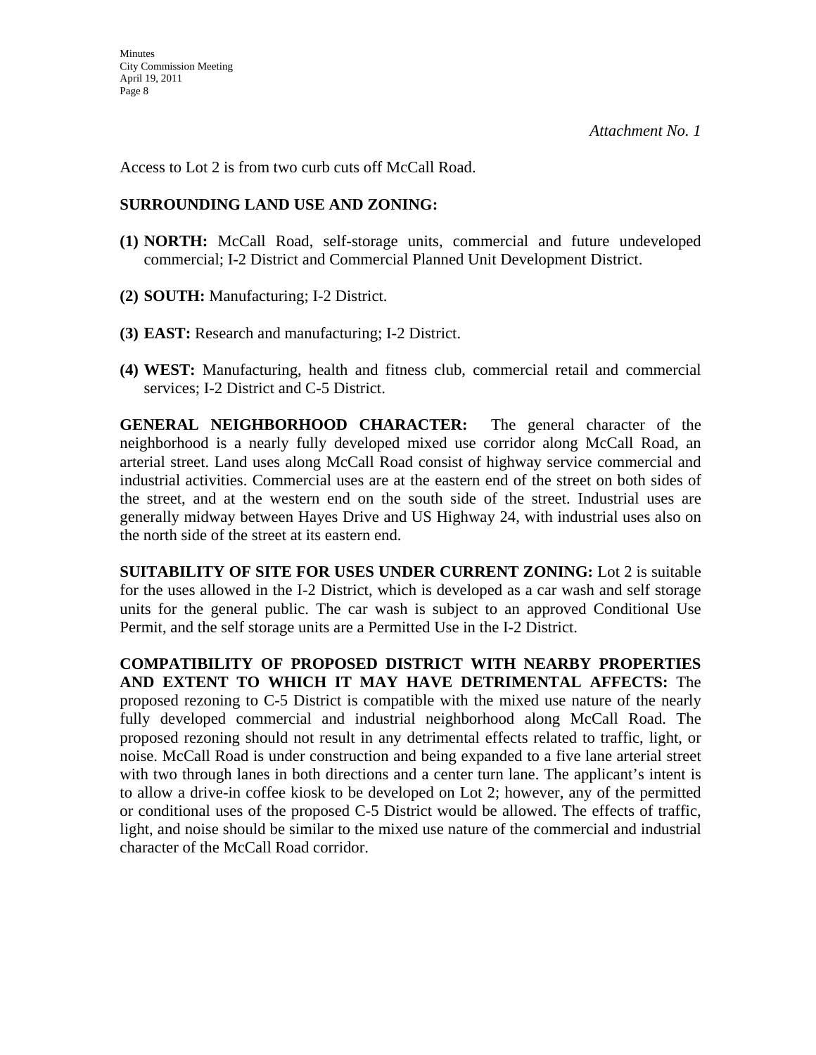*Attachment No. 1*

Access to Lot 2 is from two curb cuts off McCall Road.

**SURROUNDING LAND USE AND ZONING:**

**(1) NORTH:** McCall Road, self-storage units, commercial and future undeveloped commercial; I-2 District and Commercial Planned Unit Development District.

**(2) SOUTH:** Manufacturing; I-2 District.

**(3) EAST:** Research and manufacturing; I-2 District.

**(4) WEST:** Manufacturing, health and fitness club, commercial retail and commercial services; I-2 District and C-5 District.

**GENERAL NEIGHBORHOOD CHARACTER:** The general character of the neighborhood is a nearly fully developed mixed use corridor along McCall Road, an arterial street. Land uses along McCall Road consist of highway service commercial and industrial activities. Commercial uses are at the eastern end of the street on both sides of the street, and at the western end on the south side of the street. Industrial uses are generally midway between Hayes Drive and US Highway 24, with industrial uses also on the north side of the street at its eastern end.

**SUITABILITY OF SITE FOR USES UNDER CURRENT ZONING:** Lot 2 is suitable for the uses allowed in the I-2 District, which is developed as a car wash and self storage units for the general public. The car wash is subject to an approved Conditional Use Permit, and the self storage units are a Permitted Use in the I-2 District.

**COMPATIBILITY OF PROPOSED DISTRICT WITH NEARBY PROPERTIES AND EXTENT TO WHICH IT MAY HAVE DETRIMENTAL AFFECTS:** The proposed rezoning to C-5 District is compatible with the mixed use nature of the nearly fully developed commercial and industrial neighborhood along McCall Road. The proposed rezoning should not result in any detrimental effects related to traffic, light, or noise. McCall Road is under construction and being expanded to a five lane arterial street with two through lanes in both directions and a center turn lane. The applicant's intent is to allow a drive-in coffee kiosk to be developed on Lot 2; however, any of the permitted or conditional uses of the proposed C-5 District would be allowed. The effects of traffic, light, and noise should be similar to the mixed use nature of the commercial and industrial character of the McCall Road corridor.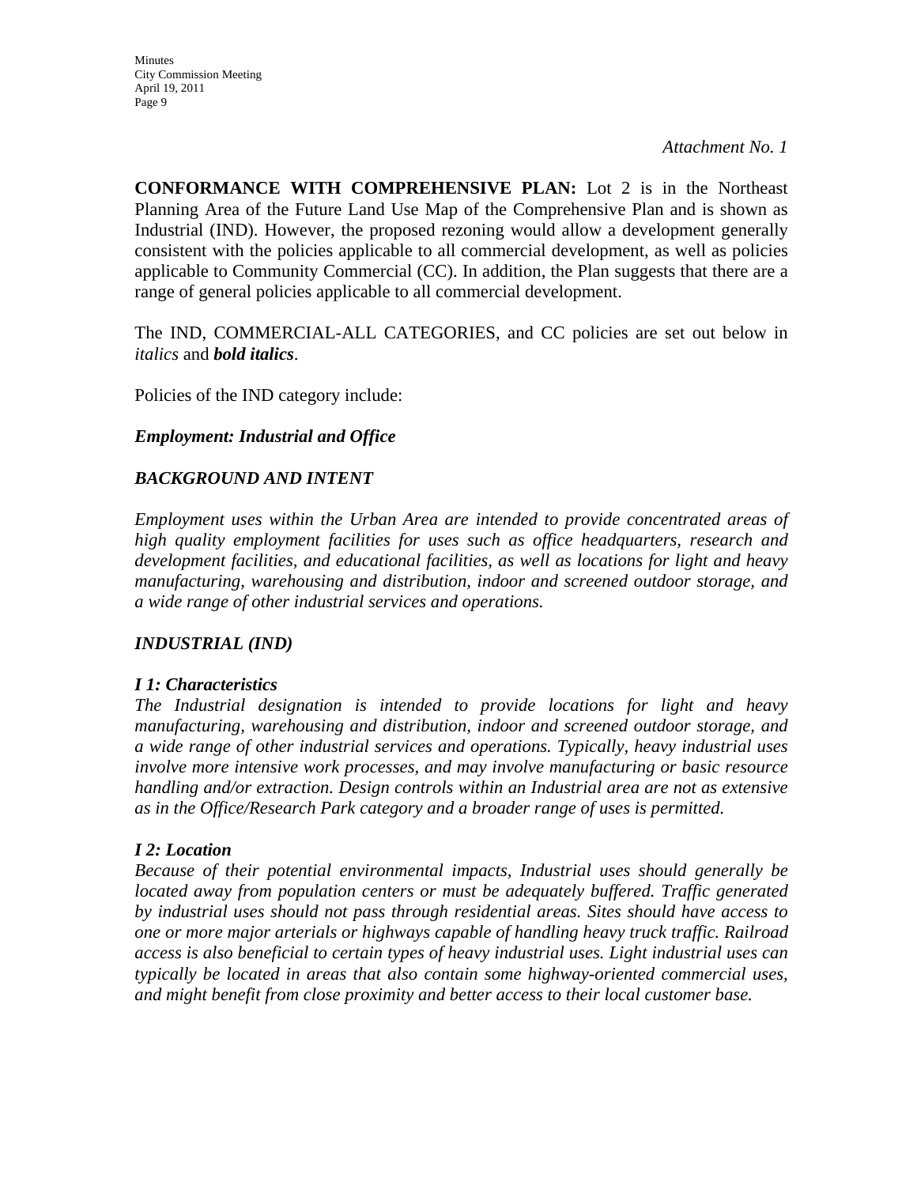*Attachment No. 1*

**CONFORMANCE WITH COMPREHENSIVE PLAN:** Lot 2 is in the Northeast Planning Area of the Future Land Use Map of the Comprehensive Plan and is shown as Industrial (IND). However, the proposed rezoning would allow a development generally consistent with the policies applicable to all commercial development, as well as policies applicable to Community Commercial (CC). In addition, the Plan suggests that there are a range of general policies applicable to all commercial development.

The IND, COMMERCIAL-ALL CATEGORIES, and CC policies are set out below in *italics* and ***bold italics***.

Policies of the IND category include:

***Employment: Industrial and Office***

***BACKGROUND AND INTENT***

*Employment uses within the Urban Area are intended to provide concentrated areas of high quality employment facilities for uses such as office headquarters, research and development facilities, and educational facilities, as well as locations for light and heavy manufacturing, warehousing and distribution, indoor and screened outdoor storage, and a wide range of other industrial services and operations.*

***INDUSTRIAL (IND)***

***I 1: Characteristics***
*The Industrial designation is intended to provide locations for light and heavy manufacturing, warehousing and distribution, indoor and screened outdoor storage, and a wide range of other industrial services and operations. Typically, heavy industrial uses involve more intensive work processes, and may involve manufacturing or basic resource handling and/or extraction. Design controls within an Industrial area are not as extensive as in the Office/Research Park category and a broader range of uses is permitted.*

***I 2: Location***
*Because of their potential environmental impacts, Industrial uses should generally be located away from population centers or must be adequately buffered. Traffic generated by industrial uses should not pass through residential areas. Sites should have access to one or more major arterials or highways capable of handling heavy truck traffic. Railroad access is also beneficial to certain types of heavy industrial uses. Light industrial uses can typically be located in areas that also contain some highway-oriented commercial uses, and might benefit from close proximity and better access to their local customer base.*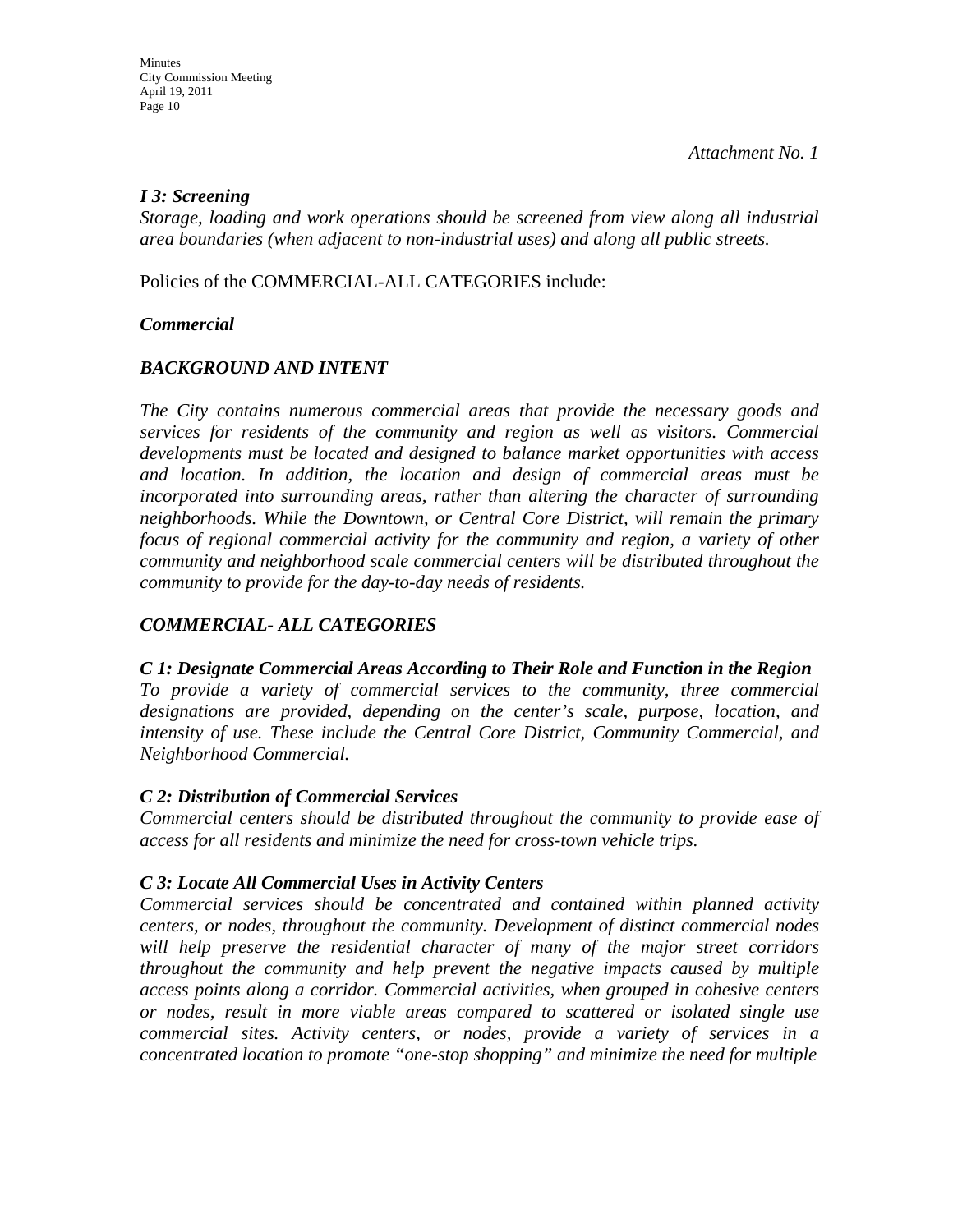*Attachment No. 1*

***I 3: Screening***
*Storage, loading and work operations should be screened from view along all industrial area boundaries (when adjacent to non-industrial uses) and along all public streets.*

Policies of the COMMERCIAL-ALL CATEGORIES include:

***Commercial***

***BACKGROUND AND INTENT***

*The City contains numerous commercial areas that provide the necessary goods and services for residents of the community and region as well as visitors. Commercial developments must be located and designed to balance market opportunities with access and location. In addition, the location and design of commercial areas must be incorporated into surrounding areas, rather than altering the character of surrounding neighborhoods. While the Downtown, or Central Core District, will remain the primary focus of regional commercial activity for the community and region, a variety of other community and neighborhood scale commercial centers will be distributed throughout the community to provide for the day-to-day needs of residents.*

***COMMERCIAL- ALL CATEGORIES***

***C 1: Designate Commercial Areas According to Their Role and Function in the Region***
*To provide a variety of commercial services to the community, three commercial designations are provided, depending on the center's scale, purpose, location, and intensity of use. These include the Central Core District, Community Commercial, and Neighborhood Commercial.*

***C 2: Distribution of Commercial Services***
*Commercial centers should be distributed throughout the community to provide ease of access for all residents and minimize the need for cross-town vehicle trips.*

***C 3: Locate All Commercial Uses in Activity Centers***
*Commercial services should be concentrated and contained within planned activity centers, or nodes, throughout the community. Development of distinct commercial nodes will help preserve the residential character of many of the major street corridors throughout the community and help prevent the negative impacts caused by multiple access points along a corridor. Commercial activities, when grouped in cohesive centers or nodes, result in more viable areas compared to scattered or isolated single use commercial sites. Activity centers, or nodes, provide a variety of services in a concentrated location to promote "one-stop shopping" and minimize the need for multiple*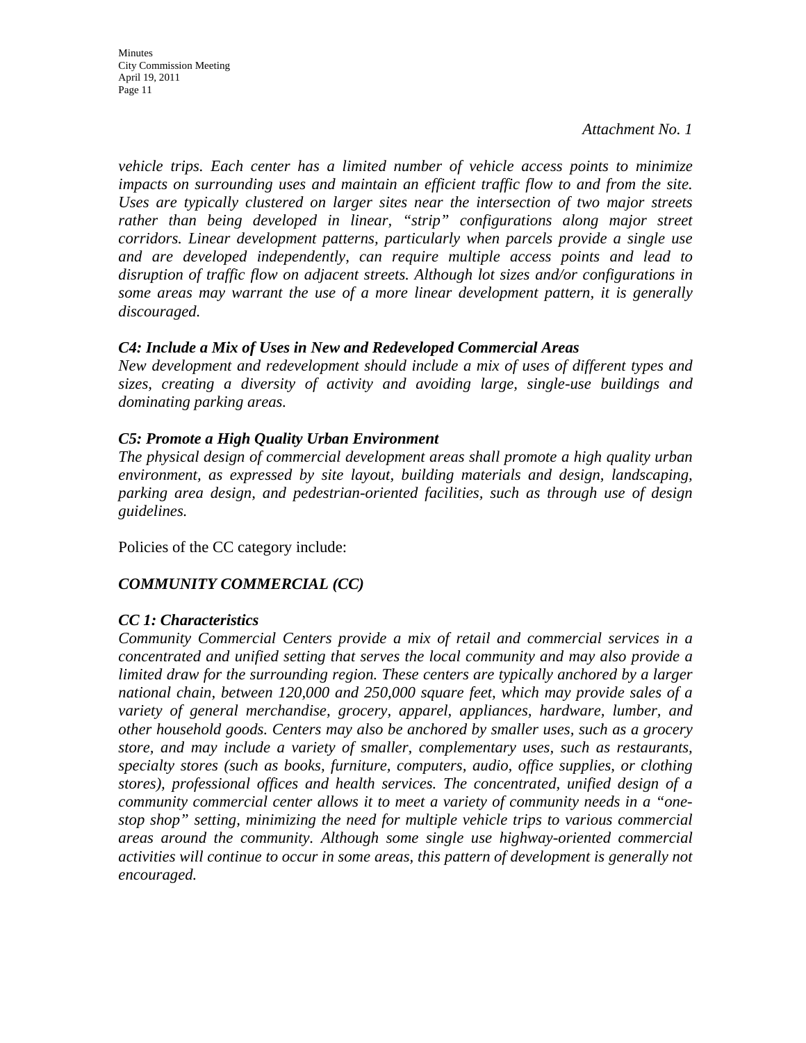*Attachment No. 1*

*vehicle trips. Each center has a limited number of vehicle access points to minimize impacts on surrounding uses and maintain an efficient traffic flow to and from the site. Uses are typically clustered on larger sites near the intersection of two major streets rather than being developed in linear, "strip" configurations along major street corridors. Linear development patterns, particularly when parcels provide a single use and are developed independently, can require multiple access points and lead to disruption of traffic flow on adjacent streets. Although lot sizes and/or configurations in some areas may warrant the use of a more linear development pattern, it is generally discouraged.*

***C4: Include a Mix of Uses in New and Redeveloped Commercial Areas***
*New development and redevelopment should include a mix of uses of different types and sizes, creating a diversity of activity and avoiding large, single-use buildings and dominating parking areas.*

***C5: Promote a High Quality Urban Environment***
*The physical design of commercial development areas shall promote a high quality urban environment, as expressed by site layout, building materials and design, landscaping, parking area design, and pedestrian-oriented facilities, such as through use of design guidelines.*

Policies of the CC category include:

***COMMUNITY COMMERCIAL (CC)***

***CC 1: Characteristics***
*Community Commercial Centers provide a mix of retail and commercial services in a concentrated and unified setting that serves the local community and may also provide a limited draw for the surrounding region. These centers are typically anchored by a larger national chain, between 120,000 and 250,000 square feet, which may provide sales of a variety of general merchandise, grocery, apparel, appliances, hardware, lumber, and other household goods. Centers may also be anchored by smaller uses, such as a grocery store, and may include a variety of smaller, complementary uses, such as restaurants, specialty stores (such as books, furniture, computers, audio, office supplies, or clothing stores), professional offices and health services. The concentrated, unified design of a community commercial center allows it to meet a variety of community needs in a "one-stop shop" setting, minimizing the need for multiple vehicle trips to various commercial areas around the community. Although some single use highway-oriented commercial activities will continue to occur in some areas, this pattern of development is generally not encouraged.*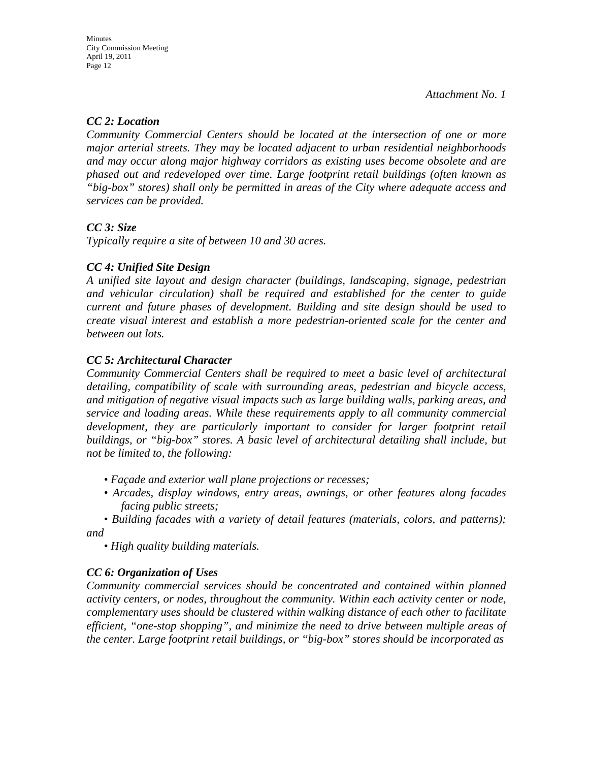*Attachment No. 1*

***CC 2: Location***

*Community Commercial Centers should be located at the intersection of one or more major arterial streets. They may be located adjacent to urban residential neighborhoods and may occur along major highway corridors as existing uses become obsolete and are phased out and redeveloped over time. Large footprint retail buildings (often known as "big-box" stores) shall only be permitted in areas of the City where adequate access and services can be provided.*

***CC 3: Size***

*Typically require a site of between 10 and 30 acres.*

***CC 4: Unified Site Design***

*A unified site layout and design character (buildings, landscaping, signage, pedestrian and vehicular circulation) shall be required and established for the center to guide current and future phases of development. Building and site design should be used to create visual interest and establish a more pedestrian-oriented scale for the center and between out lots.*

***CC 5: Architectural Character***

*Community Commercial Centers shall be required to meet a basic level of architectural detailing, compatibility of scale with surrounding areas, pedestrian and bicycle access, and mitigation of negative visual impacts such as large building walls, parking areas, and service and loading areas. While these requirements apply to all community commercial development, they are particularly important to consider for larger footprint retail buildings, or "big-box" stores. A basic level of architectural detailing shall include, but not be limited to, the following:*

- *Façade and exterior wall plane projections or recesses;*
- *Arcades, display windows, entry areas, awnings, or other features along facades facing public streets;*
- *Building facades with a variety of detail features (materials, colors, and patterns); and*
- *High quality building materials.*

***CC 6: Organization of Uses***

*Community commercial services should be concentrated and contained within planned activity centers, or nodes, throughout the community. Within each activity center or node, complementary uses should be clustered within walking distance of each other to facilitate efficient, "one-stop shopping", and minimize the need to drive between multiple areas of the center. Large footprint retail buildings, or "big-box" stores should be incorporated as*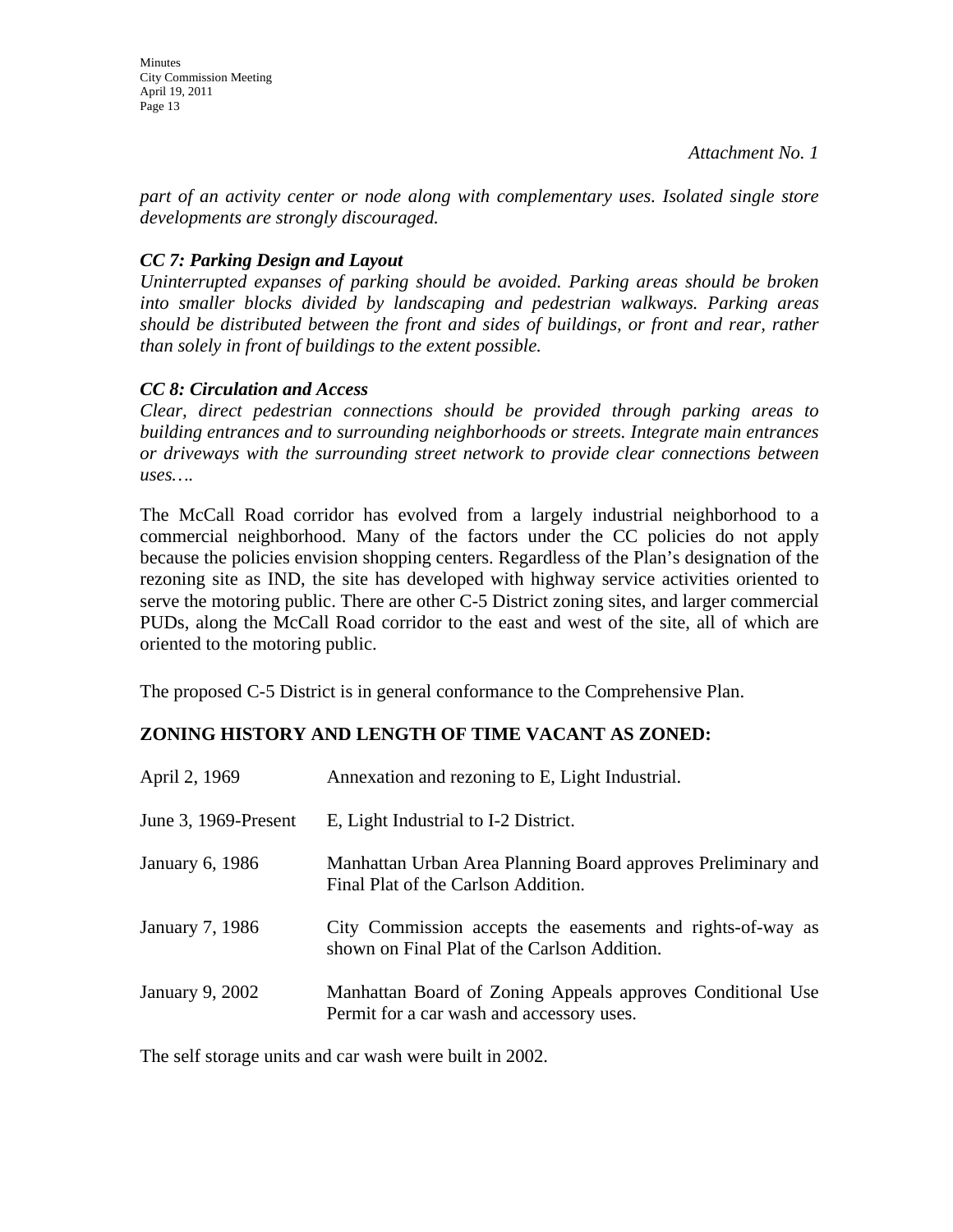*Attachment No. 1*

*part of an activity center or node along with complementary uses. Isolated single store developments are strongly discouraged.*

***CC 7: Parking Design and Layout***

*Uninterrupted expanses of parking should be avoided. Parking areas should be broken into smaller blocks divided by landscaping and pedestrian walkways. Parking areas should be distributed between the front and sides of buildings, or front and rear, rather than solely in front of buildings to the extent possible.*

***CC 8: Circulation and Access***

*Clear, direct pedestrian connections should be provided through parking areas to building entrances and to surrounding neighborhoods or streets. Integrate main entrances or driveways with the surrounding street network to provide clear connections between uses….*

The McCall Road corridor has evolved from a largely industrial neighborhood to a commercial neighborhood. Many of the factors under the CC policies do not apply because the policies envision shopping centers. Regardless of the Plan's designation of the rezoning site as IND, the site has developed with highway service activities oriented to serve the motoring public. There are other C-5 District zoning sites, and larger commercial PUDs, along the McCall Road corridor to the east and west of the site, all of which are oriented to the motoring public.

The proposed C-5 District is in general conformance to the Comprehensive Plan.

**ZONING HISTORY AND LENGTH OF TIME VACANT AS ZONED:**

| | |
|---|---|
| April 2, 1969 | Annexation and rezoning to E, Light Industrial. |
| June 3, 1969-Present | E, Light Industrial to I-2 District. |
| January 6, 1986 | Manhattan Urban Area Planning Board approves Preliminary and Final Plat of the Carlson Addition. |
| January 7, 1986 | City Commission accepts the easements and rights-of-way as shown on Final Plat of the Carlson Addition. |
| January 9, 2002 | Manhattan Board of Zoning Appeals approves Conditional Use Permit for a car wash and accessory uses. |

The self storage units and car wash were built in 2002.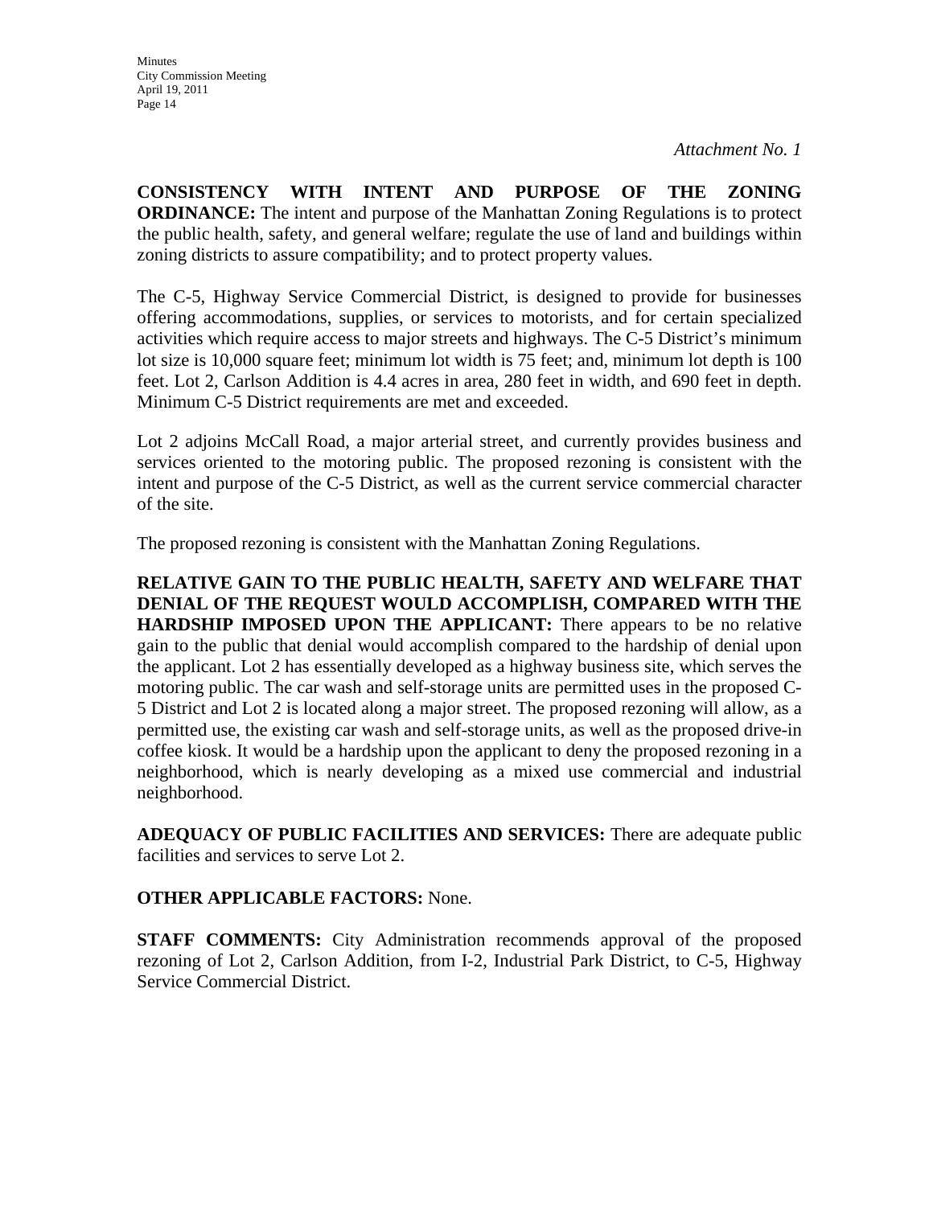*Attachment No. 1*

**CONSISTENCY WITH INTENT AND PURPOSE OF THE ZONING ORDINANCE:** The intent and purpose of the Manhattan Zoning Regulations is to protect the public health, safety, and general welfare; regulate the use of land and buildings within zoning districts to assure compatibility; and to protect property values.

The C-5, Highway Service Commercial District, is designed to provide for businesses offering accommodations, supplies, or services to motorists, and for certain specialized activities which require access to major streets and highways. The C-5 District's minimum lot size is 10,000 square feet; minimum lot width is 75 feet; and, minimum lot depth is 100 feet. Lot 2, Carlson Addition is 4.4 acres in area, 280 feet in width, and 690 feet in depth. Minimum C-5 District requirements are met and exceeded.

Lot 2 adjoins McCall Road, a major arterial street, and currently provides business and services oriented to the motoring public. The proposed rezoning is consistent with the intent and purpose of the C-5 District, as well as the current service commercial character of the site.

The proposed rezoning is consistent with the Manhattan Zoning Regulations.

**RELATIVE GAIN TO THE PUBLIC HEALTH, SAFETY AND WELFARE THAT DENIAL OF THE REQUEST WOULD ACCOMPLISH, COMPARED WITH THE HARDSHIP IMPOSED UPON THE APPLICANT:** There appears to be no relative gain to the public that denial would accomplish compared to the hardship of denial upon the applicant. Lot 2 has essentially developed as a highway business site, which serves the motoring public. The car wash and self-storage units are permitted uses in the proposed C-5 District and Lot 2 is located along a major street. The proposed rezoning will allow, as a permitted use, the existing car wash and self-storage units, as well as the proposed drive-in coffee kiosk. It would be a hardship upon the applicant to deny the proposed rezoning in a neighborhood, which is nearly developing as a mixed use commercial and industrial neighborhood.

**ADEQUACY OF PUBLIC FACILITIES AND SERVICES:** There are adequate public facilities and services to serve Lot 2.

**OTHER APPLICABLE FACTORS:** None.

**STAFF COMMENTS:** City Administration recommends approval of the proposed rezoning of Lot 2, Carlson Addition, from I-2, Industrial Park District, to C-5, Highway Service Commercial District.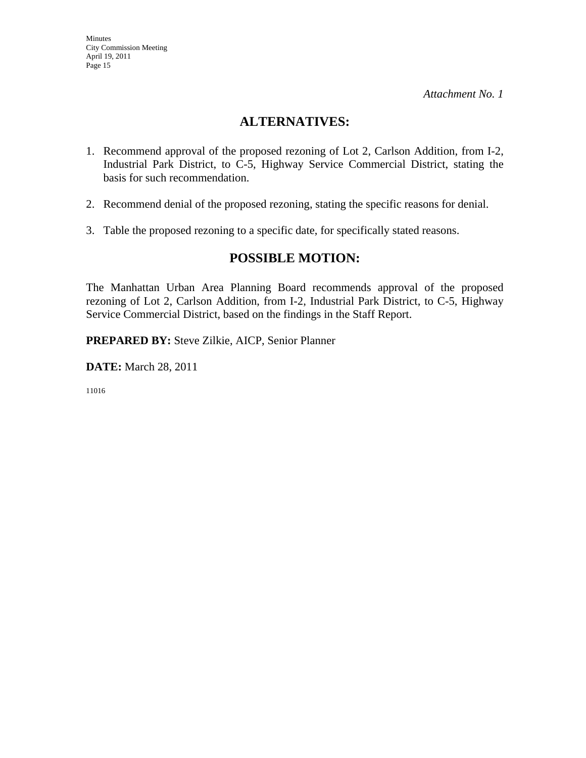*Attachment No. 1*

## ALTERNATIVES:

1. Recommend approval of the proposed rezoning of Lot 2, Carlson Addition, from I-2, Industrial Park District, to C-5, Highway Service Commercial District, stating the basis for such recommendation.

2. Recommend denial of the proposed rezoning, stating the specific reasons for denial.

3. Table the proposed rezoning to a specific date, for specifically stated reasons.

## POSSIBLE MOTION:

The Manhattan Urban Area Planning Board recommends approval of the proposed rezoning of Lot 2, Carlson Addition, from I-2, Industrial Park District, to C-5, Highway Service Commercial District, based on the findings in the Staff Report.

**PREPARED BY:** Steve Zilkie, AICP, Senior Planner

**DATE:** March 28, 2011

11016